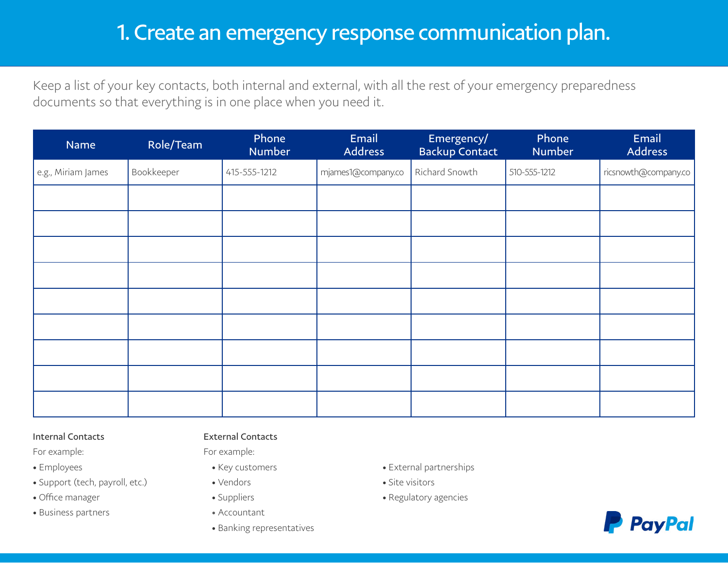# 1. Create an emergency response communication plan.

Keep a list of your key contacts, both internal and external, with all the rest of your emergency preparedness documents so that everything is in one place when you need it.

| Name | Role/Team | Phone Number | Email Address | Emergency/ Backup Contact | Phone Number | Email Address |
|---|---|---|---|---|---|---|
| e.g., Miriam James | Bookkeeper | 415-555-1212 | mjames1@company.co | Richard Snowth | 510-555-1212 | ricsnowth@company.co |
| | | | | | | |
| | | | | | | |
| | | | | | | |
| | | | | | | |
| | | | | | | |
| | | | | | | |
| | | | | | | |
| | | | | | | |
| | | | | | | |

Internal Contacts

For example:

- Employees
- Support (tech, payroll, etc.)
- Office manager
- Business partners

External Contacts

For example:

- Key customers
- Vendors
- Suppliers
- Accountant
- Banking representatives
- External partnerships
- Site visitors
- Regulatory agencies

PayPal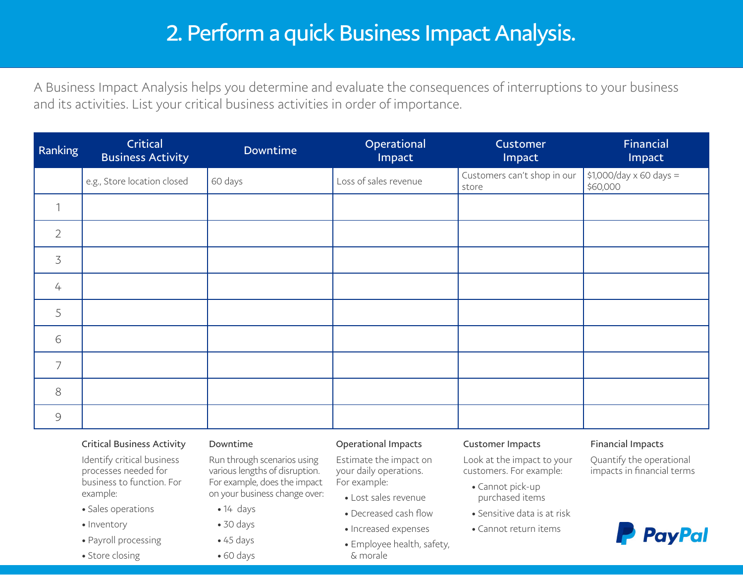# 2. Perform a quick Business Impact Analysis.

A Business Impact Analysis helps you determine and evaluate the consequences of interruptions to your business and its activities. List your critical business activities in order of importance.

| Ranking | Critical Business Activity | Downtime | Operational Impact | Customer Impact | Financial Impact |
|---|---|---|---|---|---|
| | e.g., Store location closed | 60 days | Loss of sales revenue | Customers can't shop in our store | $1,000/day x 60 days = $60,000 |
| 1 | | | | | |
| 2 | | | | | |
| 3 | | | | | |
| 4 | | | | | |
| 5 | | | | | |
| 6 | | | | | |
| 7 | | | | | |
| 8 | | | | | |
| 9 | | | | | |

**Critical Business Activity**

Identify critical business processes needed for business to function. For example:

- Sales operations
- Inventory
- Payroll processing
- Store closing

**Downtime**

Run through scenarios using various lengths of disruption. For example, does the impact on your business change over:

- 14 days
- 30 days
- 45 days
- 60 days

**Operational Impacts**

Estimate the impact on your daily operations. For example:

- Lost sales revenue
- Decreased cash flow
- Increased expenses
- Employee health, safety, & morale

**Customer Impacts**

Look at the impact to your customers. For example:

- Cannot pick-up purchased items
- Sensitive data is at risk
- Cannot return items

**Financial Impacts**

Quantify the operational impacts in financial terms

PayPal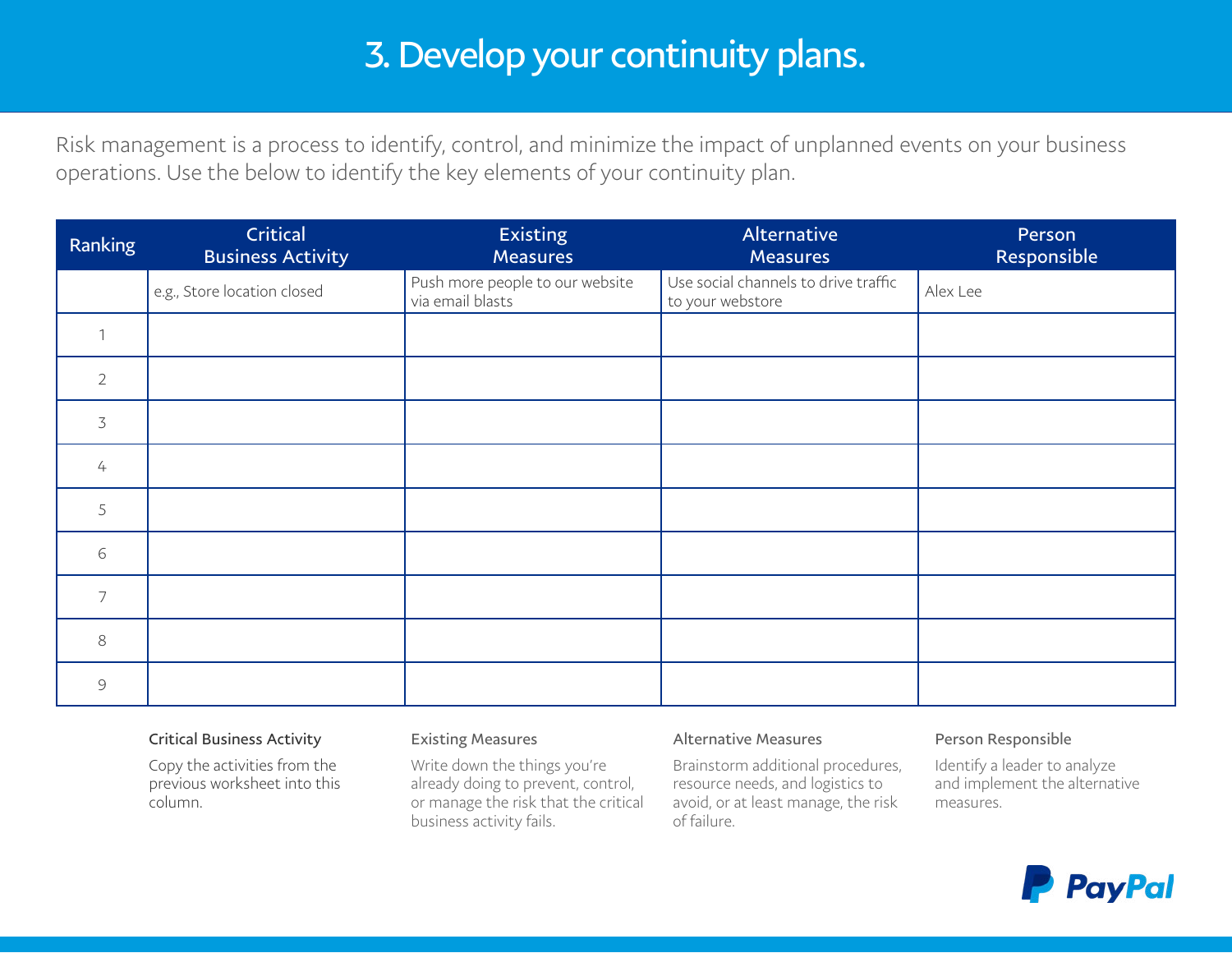# 3. Develop your continuity plans.

Risk management is a process to identify, control, and minimize the impact of unplanned events on your business operations. Use the below to identify the key elements of your continuity plan.

| Ranking | Critical Business Activity | Existing Measures | Alternative Measures | Person Responsible |
|---|---|---|---|---|
| | e.g., Store location closed | Push more people to our website via email blasts | Use social channels to drive traffic to your webstore | Alex Lee |
| 1 | | | | |
| 2 | | | | |
| 3 | | | | |
| 4 | | | | |
| 5 | | | | |
| 6 | | | | |
| 7 | | | | |
| 8 | | | | |
| 9 | | | | |

**Critical Business Activity**

Copy the activities from the previous worksheet into this column.

**Existing Measures**

Write down the things you're already doing to prevent, control, or manage the risk that the critical business activity fails.

**Alternative Measures**

Brainstorm additional procedures, resource needs, and logistics to avoid, or at least manage, the risk of failure.

**Person Responsible**

Identify a leader to analyze and implement the alternative measures.

PayPal